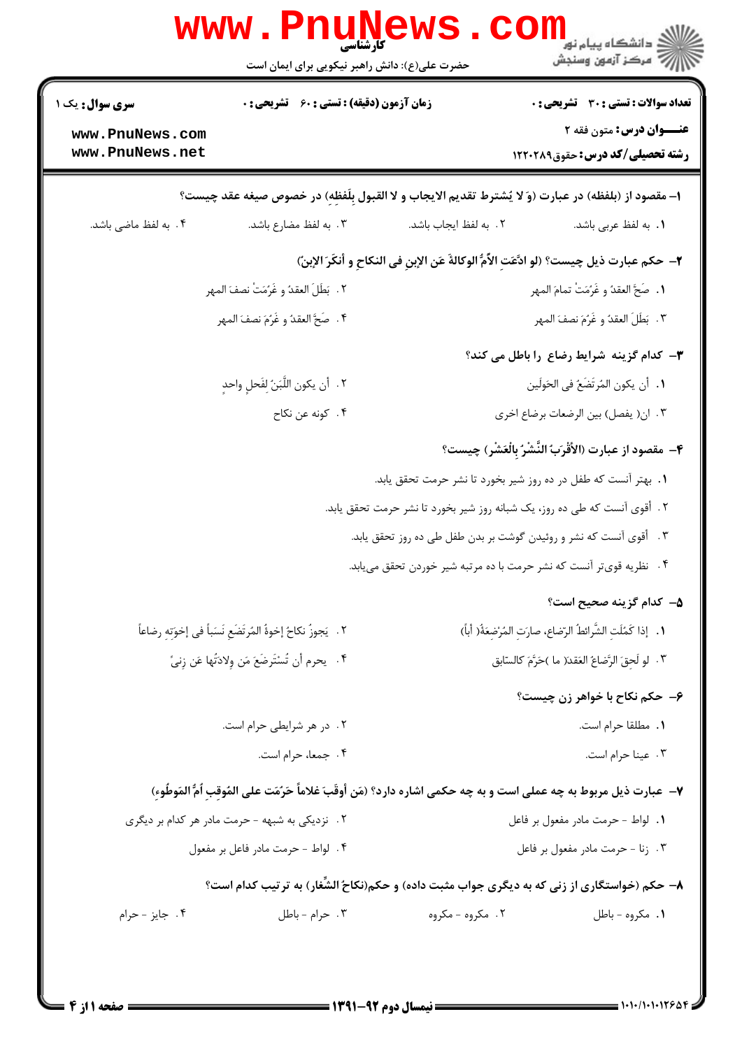کارشناسی

حضرت علی(ع): دانش راهبر نیکویی برای ایمان است

**تعداد سوالات : تستی : ۳۰ تشریحی : ۰** | **زمان آزمون (دقیقه) : تستی : ۶۰ تشریحی : ۰** | **سری سوال : یک ۱**

**عنـــوان درس:** متون فقه ۲

**رشته تحصیلی/کد درس:** حقوق۱۲۲۰۲۸۹

**۱– مقصود از (بلفظه) در عبارت (وَ لا یُشترط تقدیم الایجاب و لا القبول بِلَفظِهِ) در خصوص صیغه عقد چیست؟**

۱. به لفظ عربی باشد.
۲. به لفظ ایجاب باشد.
۳. به لفظ مضارع باشد.
۴. به لفظ ماضی باشد.

**۲– حکم عبارت ذیل چیست؟ (لو ادّعَتِ الاُمُّ الوکالةَ عَنِ الإبنِ فی النکاحِ و أنکَرَ الإبنُ)**

۱. صَحَّ العقدُ و غَرِمَتْ تمامَ المهر
۲. بَطَلَ العقدُ و غَرِمَتْ نصفَ المهر
۳. بَطَلَ العقدُ و غَرِمَ نصفَ المهر
۴. صَحَّ العقدُ و غَرِمَ نصفَ المهر

**۳– کدام گزینه شرایط رضاع را باطل می کند؟**

۱. أن یکون المُرتَضَعُ فی الحَولَین
۲. أن یکون اللَّبَنُ لِفَحلٍ واحدٍ
۳. ان( یفصل) بین الرضعات برضاع اخری
۴. کونه عن نکاح

**۴– مقصود از عبارت (الأَقْرَبُ النَّشْرُ بِالْعَشْر) چیست؟**

۱. بهتر آنست که طفل در ده روز شیر بخورد تا نشر حرمت تحقق یابد.
۲. أقوی آنست که طی ده روز، یک شبانه روز شیر بخورد تا نشر حرمت تحقق یابد.
۳. أقوی آنست که نشر و روئیدن گوشت بر بدن طفل طی ده روز تحقق یابد.
۴. نظریه قوی‌تر آنست که نشر حرمت با ده مرتبه شیر خوردن تحقق می‌یابد.

**۵– کدام گزینه صحیح است؟**

۱. إذا کَمُلَتِ الشَّرائطُ الرّضاع، صارتِ المُرْضِعَةُ( أباً)
۲. یَجوزُ نکاحُ إخوةُ المُرتَضَعِ نَسَباً فی إخوَتِهِ رضاعاً
۳. لو لَحِقَ الرَّضاعُ العَقدَ( ما )حَرَّمَ کالسّابق
۴. یحرم أن تُستَرضَعَ مَن وِلادَتُها عَن زِنیً

**۶– حکم نکاح با خواهر زن چیست؟**

۱. مطلقا حرام است.
۲. در هر شرایطی حرام است.
۳. عینا حرام است.
۴. جمعا، حرام است.

**۷– عبارت ذیل مربوط به چه عملی است و به چه حکمی اشاره دارد؟ (مَن أوقَبَ غلاماً حَرُمَت علی المُوقِبِ أمُّ المَوطُوءِ)**

۱. لواط – حرمت مادر مفعول بر فاعل
۲. نزدیکی به شبهه – حرمت مادر هر کدام بر دیگری
۳. زنا – حرمت مادر مفعول بر فاعل
۴. لواط – حرمت مادر فاعل بر مفعول

**۸– حکم (خواستگاری از زنی که به دیگری جواب مثبت داده) و حکم(نکاحُ الشِّغار) به ترتیب کدام است؟**

۱. مکروه - باطل
۲. مکروه - مکروه
۳. حرام - باطل
۴. جایز - حرام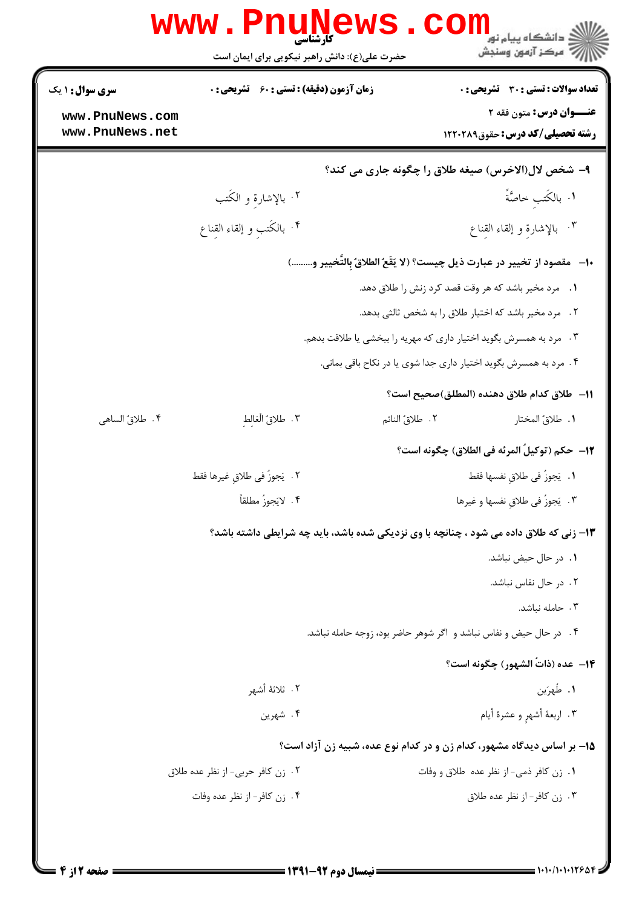۹- شخص لال(الاخرس) صیغه طلاق را چگونه جاری می کند؟

۱. بالکَتبِ خاصَّةً

۲. بالإشارةِ و الکَتب

۳. بالإشارةِ و إلقاء القِناع

۴. بالکَتبِ و إلقاء القِناع

۱۰- مقصود از تخییر در عبارت ذیل چیست؟ (لا یَقَعُ الطلاقُ بالتَّخییر و.........)

۱. مرد مخیر باشد که هر وقت قصد کرد زنش را طلاق دهد.

۲. مرد مخیر باشد که اختیار طلاق را به شخص ثالثی بدهد.

۳. مرد به همسرش بگوید اختیار داری که مهریه را ببخشی یا طلاقت بدهم.

۴. مرد به همسرش بگوید اختیار داری جدا شوی یا در نکاح باقی بمانی.

۱۱- طلاق کدام طلاق دهنده (المطلق)صحیح است؟

۱. طلاقُ المختار

۲. طلاقُ النائم

۳. طلاقُ الغالِط

۴. طلاقُ الساهی

۱۲- حکم (توکیلُ المرئه فی الطلاق) چگونه است؟

۱. یَجوزُ فی طلاقِ نفسها فقط

۲. یَجوزُ فی طلاقِ غیرها فقط

۳. یَجوزُ فی طلاقِ نفسها و غیرها

۴. لایَجوزُ مطلقاً

۱۳- زنی که طلاق داده می شود ، چنانچه با وی نزدیکی شده باشد، باید چه شرایطی داشته باشد؟

۱. در حال حیض نباشد.

۲. در حال نفاس نباشد.

۳. حامله نباشد.

۴. در حال حیض و نفاس نباشد و اگر شوهر حاضر بود، زوجه حامله نباشد.

۱۴- عده (ذاتُ الشهور) چگونه است؟

۱. طُهرَین

۲. ثلاثةُ أشهرٍ

۳. اربعةُ أشهرٍ و عشرةُ أیام

۴. شهرین

۱۵- بر اساس دیدگاه مشهور، کدام زن و در کدام نوع عده، شبیه زن آزاد است؟

۱. زن کافر ذمی- از نظر عده طلاق و وفات

۲. زن کافر حربی- از نظر عده طلاق

۳. زن کافر- از نظر عده طلاق

۴. زن کافر- از نظر عده وفات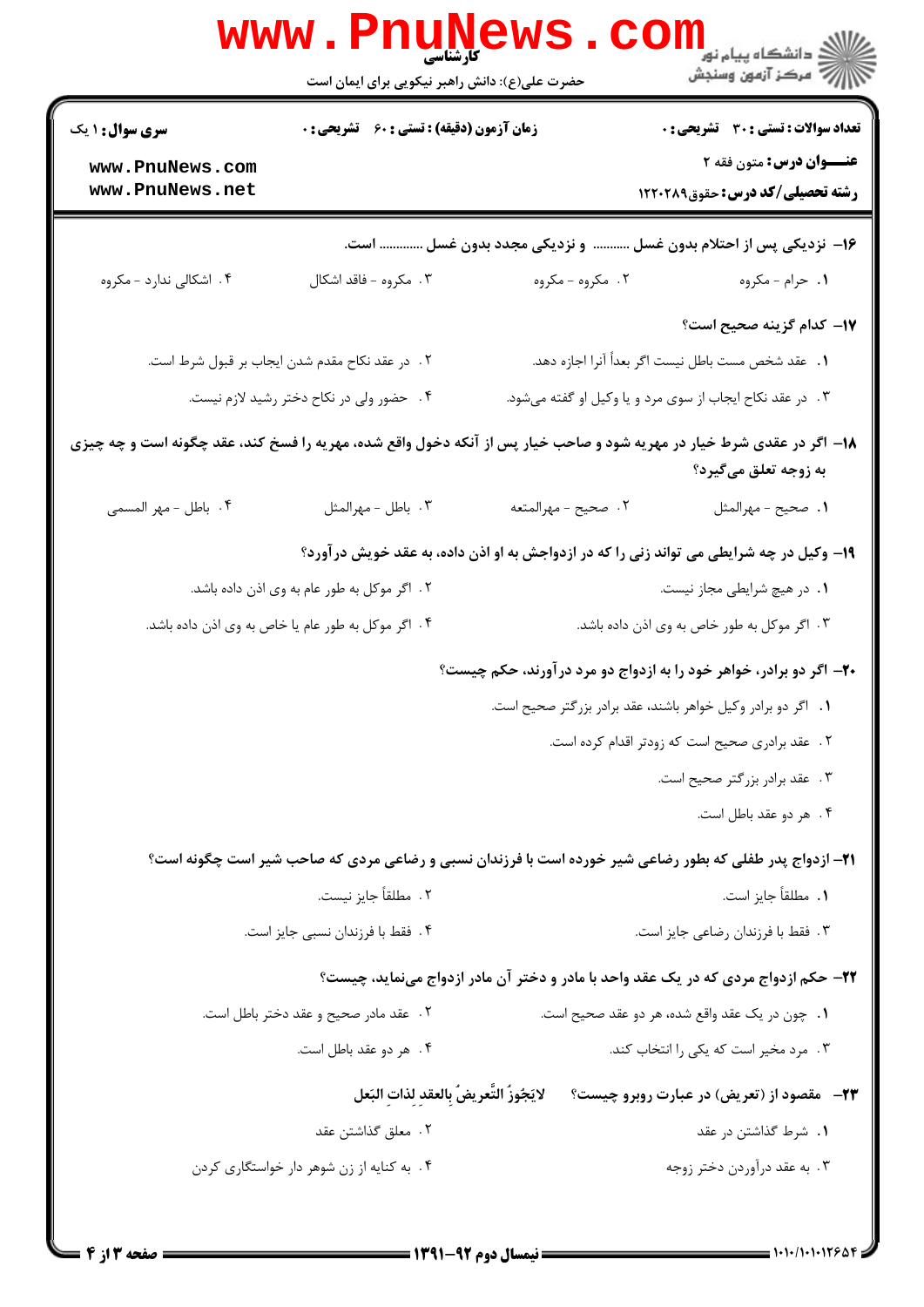۱۶- نزدیکی پس از احتلام بدون غسل .......... و نزدیکی مجدد بدون غسل ............ است.

۱. حرام - مکروه
۲. مکروه - مکروه
۳. مکروه - فاقد اشکال
۴. اشکالی ندارد - مکروه

۱۷- کدام گزینه صحیح است؟

۱. عقد شخص مست باطل نیست اگر بعداً آنرا اجازه دهد.
۲. در عقد نکاح مقدم شدن ایجاب بر قبول شرط است.
۳. در عقد نکاح ایجاب از سوی مرد و یا وکیل او گفته میشود.
۴. حضور ولی در نکاح دختر رشید لازم نیست.

۱۸- اگر در عقدی شرط خیار در مهریه شود و صاحب خیار پس از آنکه دخول واقع شده، مهریه را فسخ کند، عقد چگونه است و چه چیزی به زوجه تعلق میگیرد؟

۱. صحیح - مهرالمثل
۲. صحیح - مهرالمتعه
۳. باطل - مهرالمثل
۴. باطل - مهر المسمی

۱۹- وکیل در چه شرایطی می تواند زنی را که در ازدواجش به او اذن داده، به عقد خویش درآورد؟

۱. در هیچ شرایطی مجاز نیست.
۲. اگر موکل به طور عام به وی اذن داده باشد.
۳. اگر موکل به طور خاص به وی اذن داده باشد.
۴. اگر موکل به طور عام یا خاص به وی اذن داده باشد.

۲۰- اگر دو برادر، خواهر خود را به ازدواج دو مرد درآورند، حکم چیست؟

۱. اگر دو برادر وکیل خواهر باشند، عقد برادر بزرگتر صحیح است.
۲. عقد برادری صحیح است که زودتر اقدام کرده است.
۳. عقد برادر بزرگتر صحیح است.
۴. هر دو عقد باطل است.

۲۱- ازدواج پدر طفلی که بطور رضاعی شیر خورده است با فرزندان نسبی و رضاعی مردی که صاحب شیر است چگونه است؟

۱. مطلقاً جایز است.
۲. مطلقاً جایز نیست.
۳. فقط با فرزندان رضاعی جایز است.
۴. فقط با فرزندان نسبی جایز است.

۲۲- حکم ازدواج مردی که در یک عقد واحد با مادر و دختر آن مادر ازدواج مینماید، چیست؟

۱. چون در یک عقد واقع شده، هر دو عقد صحیح است.
۲. عقد مادر صحیح و عقد دختر باطل است.
۳. مرد مخیر است که یکی را انتخاب کند.
۴. هر دو عقد باطل است.

۲۳- مقصود از (تعریض) در عبارت روبرو چیست؟ لایَجُوزُ التَّعریضُ بِالعقدِ لِذاتِ البَعل

۱. شرط گذاشتن در عقد
۲. معلق گذاشتن عقد
۳. به عقد درآوردن دختر زوجه
۴. به کنایه از زن شوهر دار خواستگاری کردن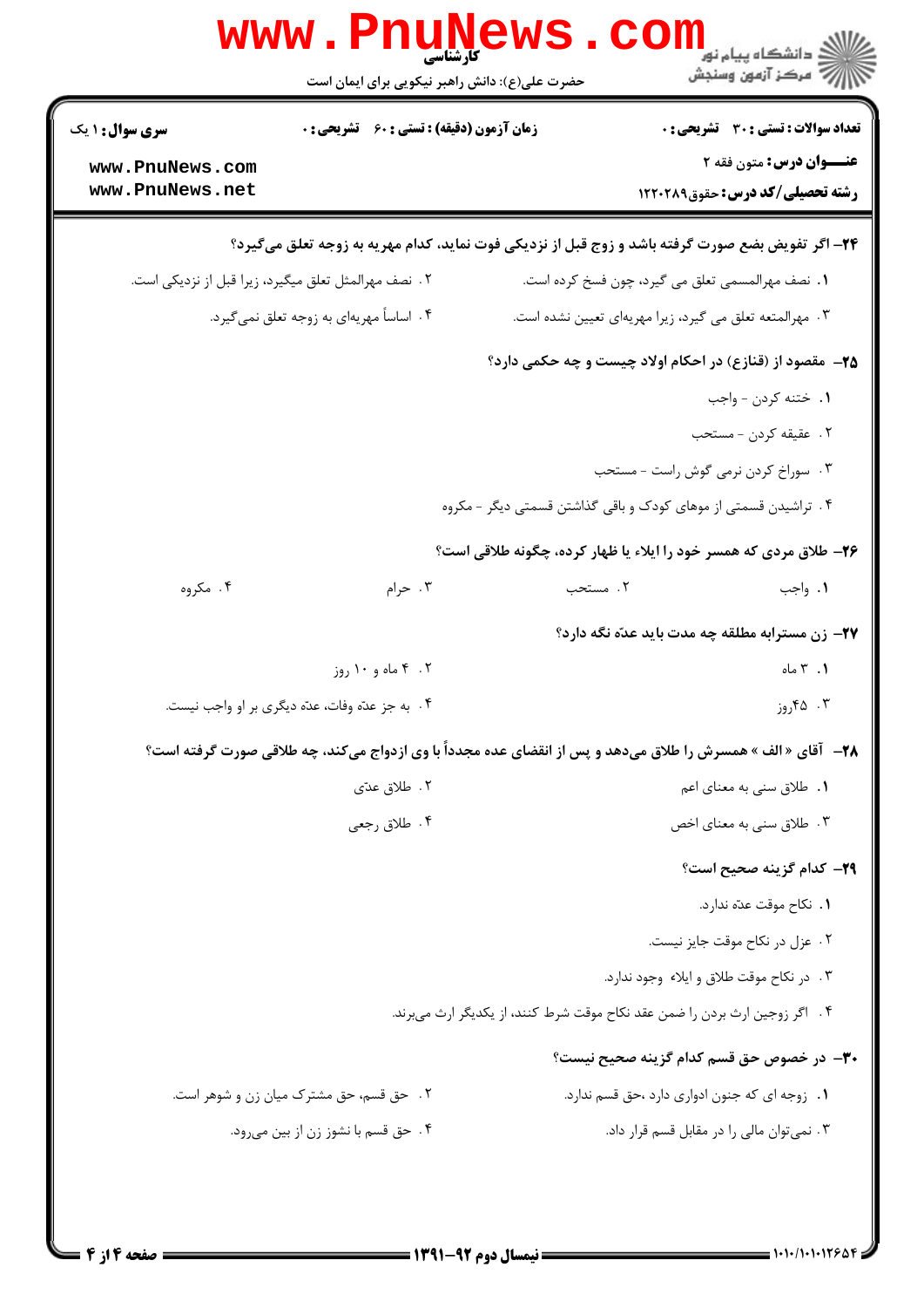**۲۴- اگر تفویض بضع صورت گرفته باشد و زوج قبل از نزدیکی فوت نماید، کدام مهریه به زوجه تعلق میگیرد؟**

۱. نصف مهرالمسمی تعلق می گیرد، چون فسخ کرده است.

۲. نصف مهرالمثل تعلق میگیرد، زیرا قبل از نزدیکی است.

۳. مهرالمتعه تعلق می گیرد، زیرا مهریه‌ای تعیین نشده است.

۴. اساساً مهریه‌ای به زوجه تعلق نمی‌گیرد.

**۲۵- مقصود از (قنازع) در احکام اولاد چیست و چه حکمی دارد؟**

۱. ختنه کردن - واجب

۲. عقیقه کردن - مستحب

۳. سوراخ کردن نرمی گوش راست - مستحب

۴. تراشیدن قسمتی از موهای کودک و باقی گذاشتن قسمتی دیگر - مکروه

**۲۶- طلاق مردی که همسر خود را ایلاء یا ظهار کرده، چگونه طلاقی است؟**

۱. واجب

۲. مستحب

۳. حرام

۴. مکروه

**۲۷- زن مسترابه مطلقه چه مدت باید عدّه نگه دارد؟**

۱. ۳ ماه

۲. ۴ ماه و ۱۰ روز

۳. ۴۵روز

۴. به جز عدّه وفات، عدّه دیگری بر او واجب نیست.

**۲۸- آقای « الف » همسرش را طلاق می‌دهد و پس از انقضای عده مجدداً با وی ازدواج می‌کند، چه طلاقی صورت گرفته است؟**

۱. طلاق سنی به معنای اعم

۲. طلاق عدّی

۳. طلاق سنی به معنای اخص

۴. طلاق رجعی

**۲۹- کدام گزینه صحیح است؟**

۱. نکاح موقت عدّه ندارد.

۲. عزل در نکاح موقت جایز نیست.

۳. در نکاح موقت طلاق و ایلاء وجود ندارد.

۴. اگر زوجین ارث بردن را ضمن عقد نکاح موقت شرط کنند، از یکدیگر ارث می‌برند.

**۳۰- در خصوص حق قسم کدام گزینه صحیح نیست؟**

۱. زوجه ای که جنون ادواری دارد ،حق قسم ندارد.

۲. حق قسم، حق مشترک میان زن و شوهر است.

۳. نمی‌توان مالی را در مقابل قسم قرار داد.

۴. حق قسم با نشوز زن از بین می‌رود.